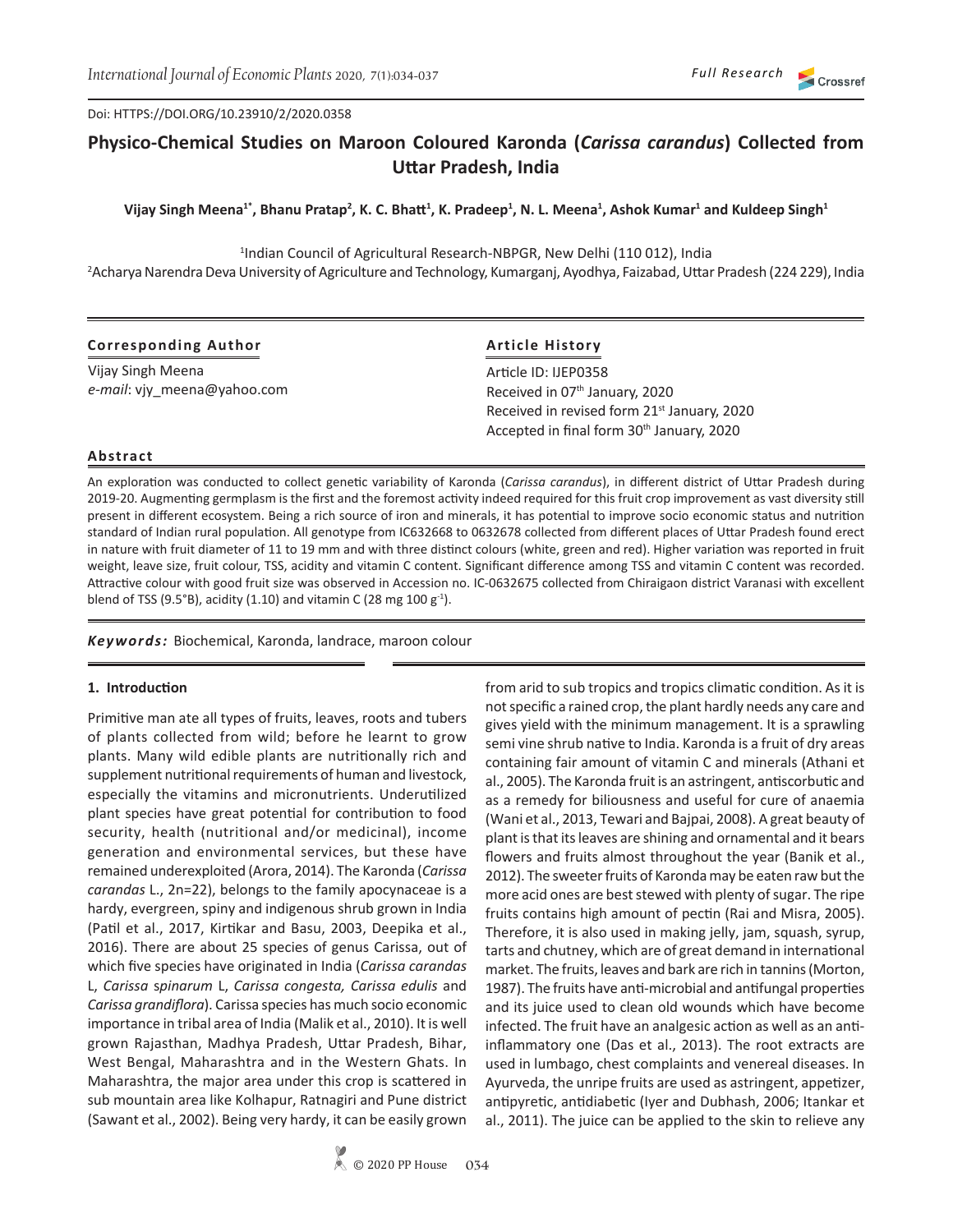Doi: HTTPS://DOI.ORG/10.23910/2/2020.0358

Full Research

# Physico-Chemical Studies on Maroon Coloured Karonda (*Carissa carandus*) Collected from Uttar Pradesh, India

**Vijay Singh Meena[1*], Bhanu Pratap[2], K. C. Bhatt[1], K. Pradeep[1], N. L. Meena[1], Ashok Kumar[1] and Kuldeep Singh[1]**

[1]Indian Council of Agricultural Research-NBPGR, New Delhi (110 012), India
[2]Acharya Narendra Deva University of Agriculture and Technology, Kumarganj, Ayodhya, Faizabad, Uttar Pradesh (224 229), India

**Corresponding Author**

Vijay Singh Meena
*e-mail*: vjy_meena@yahoo.com

**Article History**

Article ID: IJEP0358
Received in 07th January, 2020
Received in revised form 21st January, 2020
Accepted in final form 30th January, 2020

## Abstract

An exploration was conducted to collect genetic variability of Karonda (*Carissa carandus*), in different district of Uttar Pradesh during 2019-20. Augmenting germplasm is the first and the foremost activity indeed required for this fruit crop improvement as vast diversity still present in different ecosystem. Being a rich source of iron and minerals, it has potential to improve socio economic status and nutrition standard of Indian rural population. All genotype from IC632668 to 0632678 collected from different places of Uttar Pradesh found erect in nature with fruit diameter of 11 to 19 mm and with three distinct colours (white, green and red). Higher variation was reported in fruit weight, leave size, fruit colour, TSS, acidity and vitamin C content. Significant difference among TSS and vitamin C content was recorded. Attractive colour with good fruit size was observed in Accession no. IC-0632675 collected from Chiraigaon district Varanasi with excellent blend of TSS (9.5°B), acidity (1.10) and vitamin C (28 mg 100 $g^{-1}$).

***Keywords:*** Biochemical, Karonda, landrace, maroon colour

## 1. Introduction

Primitive man ate all types of fruits, leaves, roots and tubers of plants collected from wild; before he learnt to grow plants. Many wild edible plants are nutritionally rich and supplement nutritional requirements of human and livestock, especially the vitamins and micronutrients. Underutilized plant species have great potential for contribution to food security, health (nutritional and/or medicinal), income generation and environmental services, but these have remained underexploited (Arora, 2014). The Karonda (*Carissa carandas* L., 2n=22), belongs to the family apocynaceae is a hardy, evergreen, spiny and indigenous shrub grown in India (Patil et al., 2017, Kirtikar and Basu, 2003, Deepika et al., 2016). There are about 25 species of genus Carissa, out of which five species have originated in India (*Carissa carandas* L, *Carissa spinarum* L, *Carissa congesta, Carissa edulis* and *Carissa grandiflora*). Carissa species has much socio economic importance in tribal area of India (Malik et al., 2010). It is well grown Rajasthan, Madhya Pradesh, Uttar Pradesh, Bihar, West Bengal, Maharashtra and in the Western Ghats. In Maharashtra, the major area under this crop is scattered in sub mountain area like Kolhapur, Ratnagiri and Pune district (Sawant et al., 2002). Being very hardy, it can be easily grown from arid to sub tropics and tropics climatic condition. As it is not specific a rained crop, the plant hardly needs any care and gives yield with the minimum management. It is a sprawling semi vine shrub native to India. Karonda is a fruit of dry areas containing fair amount of vitamin C and minerals (Athani et al., 2005). The Karonda fruit is an astringent, antiscorbutic and as a remedy for biliousness and useful for cure of anaemia (Wani et al., 2013, Tewari and Bajpai, 2008). A great beauty of plant is that its leaves are shining and ornamental and it bears flowers and fruits almost throughout the year (Banik et al., 2012). The sweeter fruits of Karonda may be eaten raw but the more acid ones are best stewed with plenty of sugar. The ripe fruits contains high amount of pectin (Rai and Misra, 2005). Therefore, it is also used in making jelly, jam, squash, syrup, tarts and chutney, which are of great demand in international market. The fruits, leaves and bark are rich in tannins (Morton, 1987). The fruits have anti-microbial and antifungal properties and its juice used to clean old wounds which have become infected. The fruit have an analgesic action as well as an anti-inflammatory one (Das et al., 2013). The root extracts are used in lumbago, chest complaints and venereal diseases. In Ayurveda, the unripe fruits are used as astringent, appetizer, antipyretic, antidiabetic (Iyer and Dubhash, 2006; Itankar et al., 2011). The juice can be applied to the skin to relieve any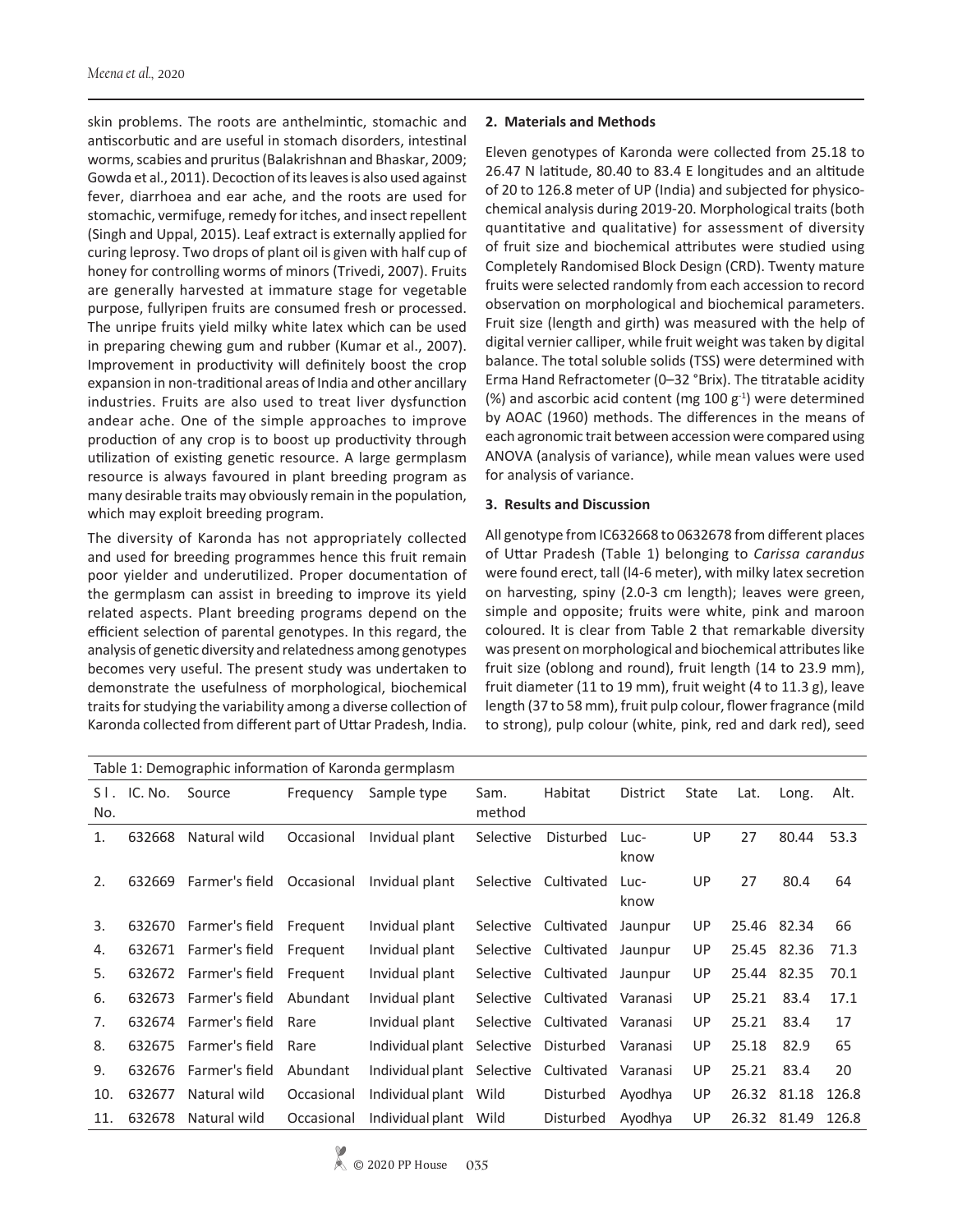skin problems. The roots are anthelmintic, stomachic and antiscorbutic and are useful in stomach disorders, intestinal worms, scabies and pruritus (Balakrishnan and Bhaskar, 2009; Gowda et al., 2011). Decoction of its leaves is also used against fever, diarrhoea and ear ache, and the roots are used for stomachic, vermifuge, remedy for itches, and insect repellent (Singh and Uppal, 2015). Leaf extract is externally applied for curing leprosy. Two drops of plant oil is given with half cup of honey for controlling worms of minors (Trivedi, 2007). Fruits are generally harvested at immature stage for vegetable purpose, fullyripen fruits are consumed fresh or processed. The unripe fruits yield milky white latex which can be used in preparing chewing gum and rubber (Kumar et al., 2007). Improvement in productivity will definitely boost the crop expansion in non-traditional areas of India and other ancillary industries. Fruits are also used to treat liver dysfunction andear ache. One of the simple approaches to improve production of any crop is to boost up productivity through utilization of existing genetic resource. A large germplasm resource is always favoured in plant breeding program as many desirable traits may obviously remain in the population, which may exploit breeding program.

The diversity of Karonda has not appropriately collected and used for breeding programmes hence this fruit remain poor yielder and underutilized. Proper documentation of the germplasm can assist in breeding to improve its yield related aspects. Plant breeding programs depend on the efficient selection of parental genotypes. In this regard, the analysis of genetic diversity and relatedness among genotypes becomes very useful. The present study was undertaken to demonstrate the usefulness of morphological, biochemical traits for studying the variability among a diverse collection of Karonda collected from different part of Uttar Pradesh, India.

## 2. Materials and Methods

Eleven genotypes of Karonda were collected from 25.18 to 26.47 N latitude, 80.40 to 83.4 E longitudes and an altitude of 20 to 126.8 meter of UP (India) and subjected for physico-chemical analysis during 2019-20. Morphological traits (both quantitative and qualitative) for assessment of diversity of fruit size and biochemical attributes were studied using Completely Randomised Block Design (CRD). Twenty mature fruits were selected randomly from each accession to record observation on morphological and biochemical parameters. Fruit size (length and girth) was measured with the help of digital vernier calliper, while fruit weight was taken by digital balance. The total soluble solids (TSS) were determined with Erma Hand Refractometer (0–32 °Brix). The titratable acidity (%) and ascorbic acid content (mg 100 $g^{-1}$) were determined by AOAC (1960) methods. The differences in the means of each agronomic trait between accession were compared using ANOVA (analysis of variance), while mean values were used for analysis of variance.

## 3. Results and Discussion

All genotype from IC632668 to 0632678 from different places of Uttar Pradesh (Table 1) belonging to *Carissa carandus* were found erect, tall (l4-6 meter), with milky latex secretion on harvesting, spiny (2.0-3 cm length); leaves were green, simple and opposite; fruits were white, pink and maroon coloured. It is clear from Table 2 that remarkable diversity was present on morphological and biochemical attributes like fruit size (oblong and round), fruit length (14 to 23.9 mm), fruit diameter (11 to 19 mm), fruit weight (4 to 11.3 g), leave length (37 to 58 mm), fruit pulp colour, flower fragrance (mild to strong), pulp colour (white, pink, red and dark red), seed

Table 1: Demographic information of Karonda germplasm

| Sl. No. | IC. No. | Source | Frequency | Sample type | Sam. method | Habitat | District | State | Lat. | Long. | Alt. |
|---|---|---|---|---|---|---|---|---|---|---|---|
| 1. | 632668 | Natural wild | Occasional | Invidual plant | Selective | Disturbed | Luc-know | UP | 27 | 80.44 | 53.3 |
| 2. | 632669 | Farmer's field | Occasional | Invidual plant | Selective | Cultivated | Luc-know | UP | 27 | 80.4 | 64 |
| 3. | 632670 | Farmer's field | Frequent | Invidual plant | Selective | Cultivated | Jaunpur | UP | 25.46 | 82.34 | 66 |
| 4. | 632671 | Farmer's field | Frequent | Invidual plant | Selective | Cultivated | Jaunpur | UP | 25.45 | 82.36 | 71.3 |
| 5. | 632672 | Farmer's field | Frequent | Invidual plant | Selective | Cultivated | Jaunpur | UP | 25.44 | 82.35 | 70.1 |
| 6. | 632673 | Farmer's field | Abundant | Invidual plant | Selective | Cultivated | Varanasi | UP | 25.21 | 83.4 | 17.1 |
| 7. | 632674 | Farmer's field | Rare | Invidual plant | Selective | Cultivated | Varanasi | UP | 25.21 | 83.4 | 17 |
| 8. | 632675 | Farmer's field | Rare | Individual plant | Selective | Disturbed | Varanasi | UP | 25.18 | 82.9 | 65 |
| 9. | 632676 | Farmer's field | Abundant | Individual plant | Selective | Cultivated | Varanasi | UP | 25.21 | 83.4 | 20 |
| 10. | 632677 | Natural wild | Occasional | Individual plant | Wild | Disturbed | Ayodhya | UP | 26.32 | 81.18 | 126.8 |
| 11. | 632678 | Natural wild | Occasional | Individual plant | Wild | Disturbed | Ayodhya | UP | 26.32 | 81.49 | 126.8 |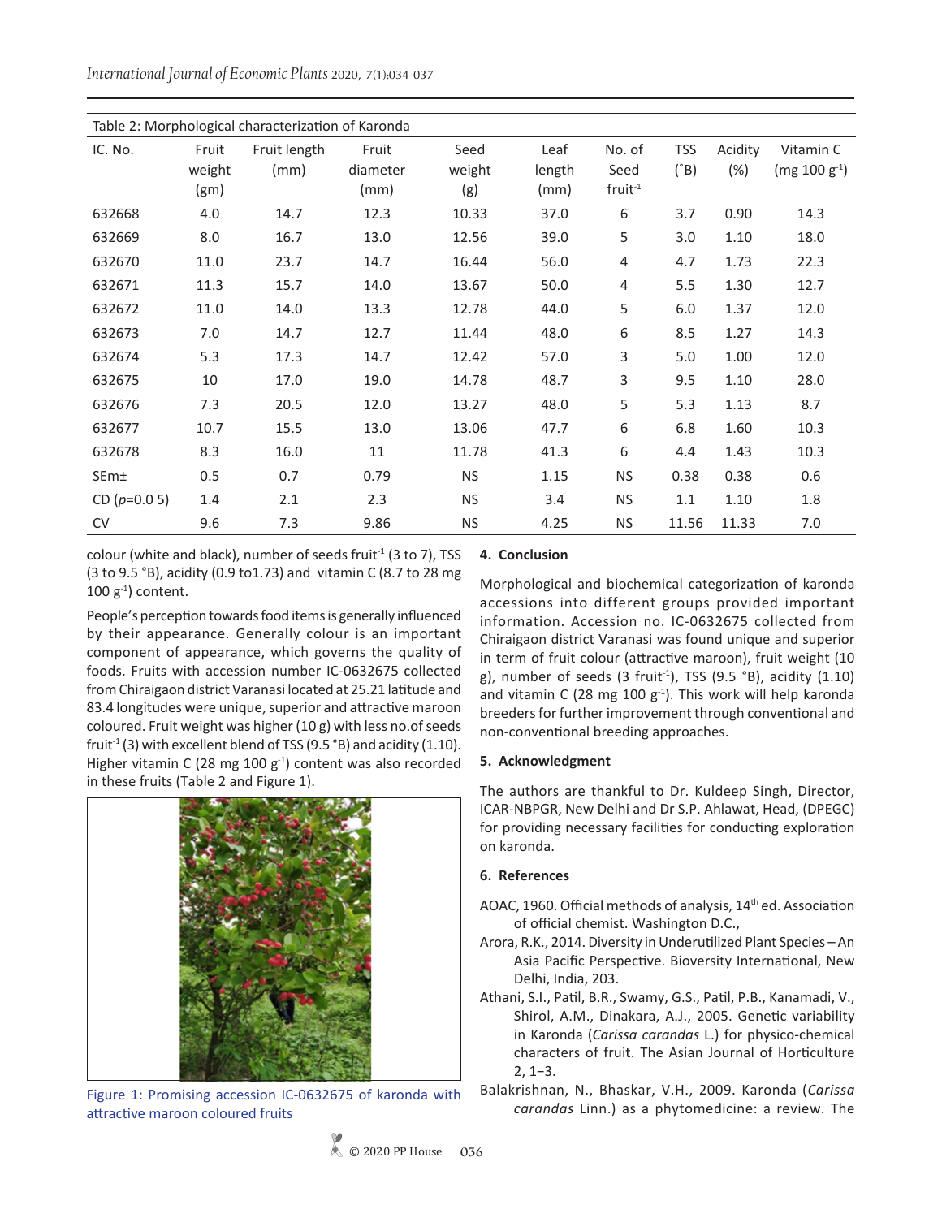Table 2: Morphological characterization of Karonda

| IC. No. | Fruit weight (gm) | Fruit length (mm) | Fruit diameter (mm) | Seed weight (g) | Leaf length (mm) | No. of Seed fruit$^{-1}$ | TSS (˚B) | Acidity (%) | Vitamin C (mg 100 g$^{-1}$) |
|---|---|---|---|---|---|---|---|---|---|
| 632668 | 4.0 | 14.7 | 12.3 | 10.33 | 37.0 | 6 | 3.7 | 0.90 | 14.3 |
| 632669 | 8.0 | 16.7 | 13.0 | 12.56 | 39.0 | 5 | 3.0 | 1.10 | 18.0 |
| 632670 | 11.0 | 23.7 | 14.7 | 16.44 | 56.0 | 4 | 4.7 | 1.73 | 22.3 |
| 632671 | 11.3 | 15.7 | 14.0 | 13.67 | 50.0 | 4 | 5.5 | 1.30 | 12.7 |
| 632672 | 11.0 | 14.0 | 13.3 | 12.78 | 44.0 | 5 | 6.0 | 1.37 | 12.0 |
| 632673 | 7.0 | 14.7 | 12.7 | 11.44 | 48.0 | 6 | 8.5 | 1.27 | 14.3 |
| 632674 | 5.3 | 17.3 | 14.7 | 12.42 | 57.0 | 3 | 5.0 | 1.00 | 12.0 |
| 632675 | 10 | 17.0 | 19.0 | 14.78 | 48.7 | 3 | 9.5 | 1.10 | 28.0 |
| 632676 | 7.3 | 20.5 | 12.0 | 13.27 | 48.0 | 5 | 5.3 | 1.13 | 8.7 |
| 632677 | 10.7 | 15.5 | 13.0 | 13.06 | 47.7 | 6 | 6.8 | 1.60 | 10.3 |
| 632678 | 8.3 | 16.0 | 11 | 11.78 | 41.3 | 6 | 4.4 | 1.43 | 10.3 |
| SEm± | 0.5 | 0.7 | 0.79 | NS | 1.15 | NS | 0.38 | 0.38 | 0.6 |
| CD (*p*=0.0 5) | 1.4 | 2.1 | 2.3 | NS | 3.4 | NS | 1.1 | 1.10 | 1.8 |
| CV | 9.6 | 7.3 | 9.86 | NS | 4.25 | NS | 11.56 | 11.33 | 7.0 |

colour (white and black), number of seeds fruit$^{-1}$ (3 to 7), TSS (3 to 9.5 °B), acidity (0.9 to1.73) and vitamin C (8.7 to 28 mg 100 g$^{-1}$) content.

People's perception towards food items is generally influenced by their appearance. Generally colour is an important component of appearance, which governs the quality of foods. Fruits with accession number IC-0632675 collected from Chiraigaon district Varanasi located at 25.21 latitude and 83.4 longitudes were unique, superior and attractive maroon coloured. Fruit weight was higher (10 g) with less no.of seeds fruit$^{-1}$ (3) with excellent blend of TSS (9.5 °B) and acidity (1.10). Higher vitamin C (28 mg 100 g$^{-1}$) content was also recorded in these fruits (Table 2 and Figure 1).

Figure 1: Promising accession IC-0632675 of karonda with attractive maroon coloured fruits

## 4. Conclusion

Morphological and biochemical categorization of karonda accessions into different groups provided important information. Accession no. IC-0632675 collected from Chiraigaon district Varanasi was found unique and superior in term of fruit colour (attractive maroon), fruit weight (10 g), number of seeds (3 fruit$^{-1}$), TSS (9.5 °B), acidity (1.10) and vitamin C (28 mg 100 g$^{-1}$). This work will help karonda breeders for further improvement through conventional and non-conventional breeding approaches.

## 5. Acknowledgment

The authors are thankful to Dr. Kuldeep Singh, Director, ICAR-NBPGR, New Delhi and Dr S.P. Ahlawat, Head, (DPEGC) for providing necessary facilities for conducting exploration on karonda.

## 6. References

AOAC, 1960. Official methods of analysis, 14th ed. Association of official chemist. Washington D.C.,

Arora, R.K., 2014. Diversity in Underutilized Plant Species – An Asia Pacific Perspective. Bioversity International, New Delhi, India, 203.

Athani, S.I., Patil, B.R., Swamy, G.S., Patil, P.B., Kanamadi, V., Shirol, A.M., Dinakara, A.J., 2005. Genetic variability in Karonda (*Carissa carandas* L.) for physico-chemical characters of fruit. The Asian Journal of Horticulture 2, 1–3.

Balakrishnan, N., Bhaskar, V.H., 2009. Karonda (*Carissa carandas* Linn.) as a phytomedicine: a review. The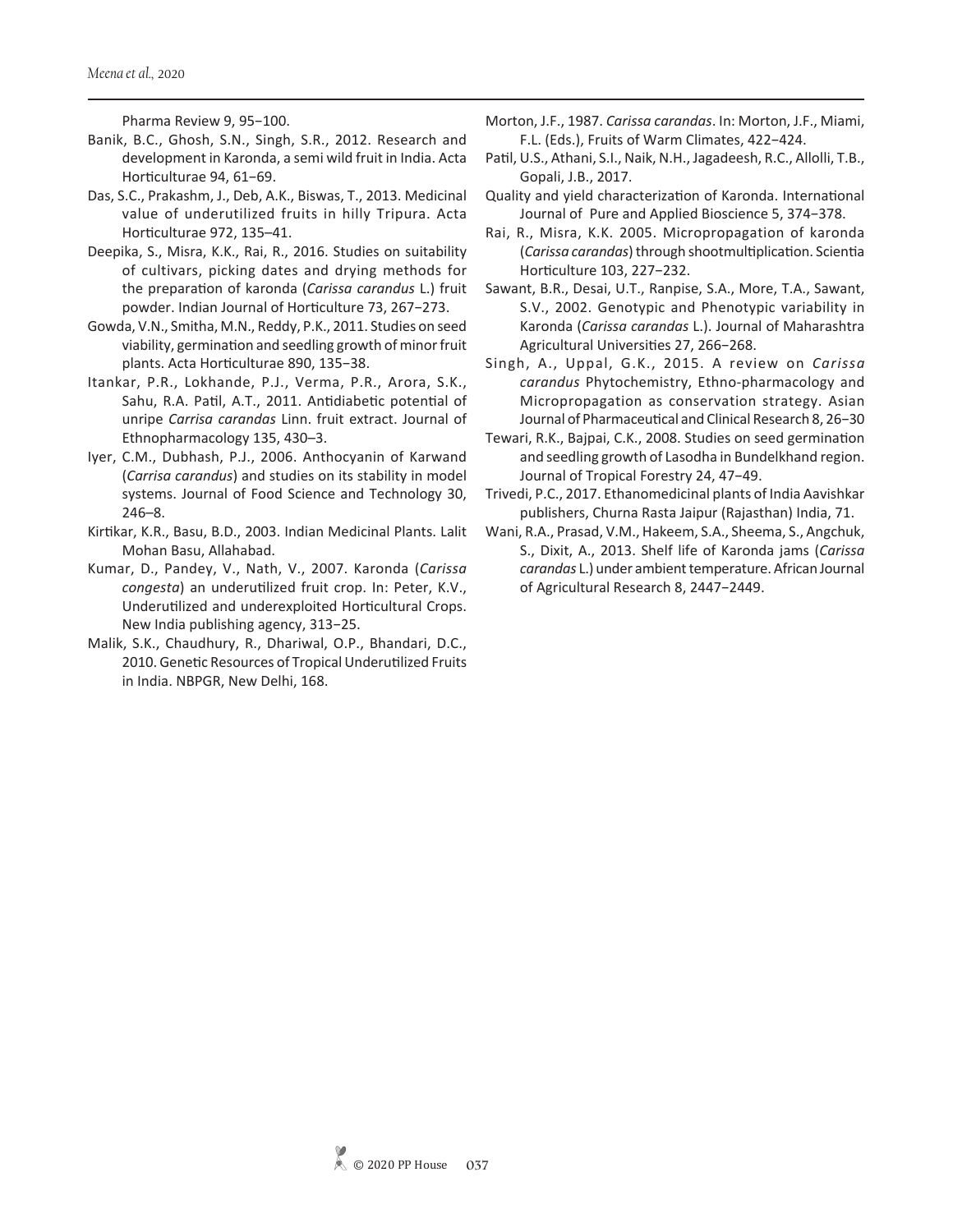Pharma Review 9, 95−100.

Banik, B.C., Ghosh, S.N., Singh, S.R., 2012. Research and development in Karonda, a semi wild fruit in India. Acta Horticulturae 94, 61−69.

Das, S.C., Prakashm, J., Deb, A.K., Biswas, T., 2013. Medicinal value of underutilized fruits in hilly Tripura. Acta Horticulturae 972, 135–41.

Deepika, S., Misra, K.K., Rai, R., 2016. Studies on suitability of cultivars, picking dates and drying methods for the preparation of karonda (*Carissa carandus* L.) fruit powder. Indian Journal of Horticulture 73, 267−273.

Gowda, V.N., Smitha, M.N., Reddy, P.K., 2011. Studies on seed viability, germination and seedling growth of minor fruit plants. Acta Horticulturae 890, 135−38.

Itankar, P.R., Lokhande, P.J., Verma, P.R., Arora, S.K., Sahu, R.A. Patil, A.T., 2011. Antidiabetic potential of unripe *Carrisa carandas* Linn. fruit extract. Journal of Ethnopharmacology 135, 430–3.

Iyer, C.M., Dubhash, P.J., 2006. Anthocyanin of Karwand (*Carrisa carandus*) and studies on its stability in model systems. Journal of Food Science and Technology 30, 246–8.

Kirtikar, K.R., Basu, B.D., 2003. Indian Medicinal Plants. Lalit Mohan Basu, Allahabad.

Kumar, D., Pandey, V., Nath, V., 2007. Karonda (*Carissa congesta*) an underutilized fruit crop. In: Peter, K.V., Underutilized and underexploited Horticultural Crops. New India publishing agency, 313−25.

Malik, S.K., Chaudhury, R., Dhariwal, O.P., Bhandari, D.C., 2010. Genetic Resources of Tropical Underutilized Fruits in India. NBPGR, New Delhi, 168.

Morton, J.F., 1987. *Carissa carandas*. In: Morton, J.F., Miami, F.L. (Eds.), Fruits of Warm Climates, 422−424.

Patil, U.S., Athani, S.I., Naik, N.H., Jagadeesh, R.C., Allolli, T.B., Gopali, J.B., 2017.

Quality and yield characterization of Karonda. International Journal of Pure and Applied Bioscience 5, 374−378.

Rai, R., Misra, K.K. 2005. Micropropagation of karonda (*Carissa carandas*) through shootmultiplication. Scientia Horticulture 103, 227−232.

Sawant, B.R., Desai, U.T., Ranpise, S.A., More, T.A., Sawant, S.V., 2002. Genotypic and Phenotypic variability in Karonda (*Carissa carandas* L.). Journal of Maharashtra Agricultural Universities 27, 266−268.

Singh, A., Uppal, G.K., 2015. A review on *Carissa carandus* Phytochemistry, Ethno-pharmacology and Micropropagation as conservation strategy. Asian Journal of Pharmaceutical and Clinical Research 8, 26−30

Tewari, R.K., Bajpai, C.K., 2008. Studies on seed germination and seedling growth of Lasodha in Bundelkhand region. Journal of Tropical Forestry 24, 47−49.

Trivedi, P.C., 2017. Ethanomedicinal plants of India Aavishkar publishers, Churna Rasta Jaipur (Rajasthan) India, 71.

Wani, R.A., Prasad, V.M., Hakeem, S.A., Sheema, S., Angchuk, S., Dixit, A., 2013. Shelf life of Karonda jams (*Carissa carandas* L.) under ambient temperature. African Journal of Agricultural Research 8, 2447−2449.